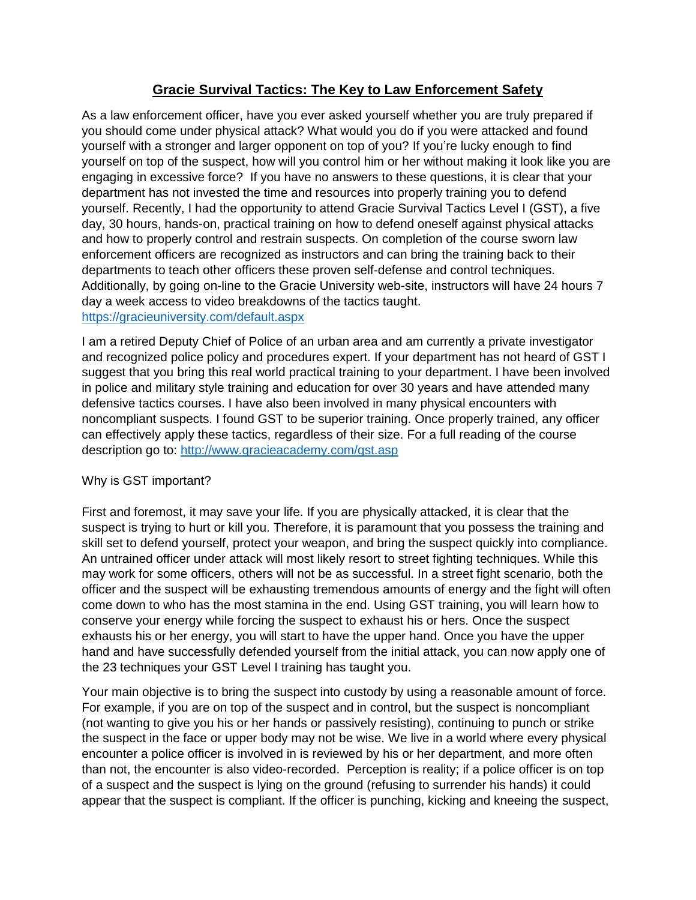# **Gracie Survival Tactics: The Key to Law Enforcement Safety**

As a law enforcement officer, have you ever asked yourself whether you are truly prepared if you should come under physical attack? What would you do if you were attacked and found yourself with a stronger and larger opponent on top of you? If you're lucky enough to find yourself on top of the suspect, how will you control him or her without making it look like you are engaging in excessive force? If you have no answers to these questions, it is clear that your department has not invested the time and resources into properly training you to defend yourself. Recently, I had the opportunity to attend Gracie Survival Tactics Level I (GST), a five day, 30 hours, hands-on, practical training on how to defend oneself against physical attacks and how to properly control and restrain suspects. On completion of the course sworn law enforcement officers are recognized as instructors and can bring the training back to their departments to teach other officers these proven self-defense and control techniques. Additionally, by going on-line to the Gracie University web-site, instructors will have 24 hours 7 day a week access to video breakdowns of the tactics taught. [https://gracieuniversity.com/default.aspx](https://gracieuniversity.com/default.aspx)

I am a retired Deputy Chief of Police of an urban area and am currently a private investigator and recognized police policy and procedures expert. If your department has not heard of GST I suggest that you bring this real world practical training to your department. I have been involved in police and military style training and education for over 30 years and have attended many defensive tactics courses. I have also been involved in many physical encounters with noncompliant suspects. I found GST to be superior training. Once properly trained, any officer can effectively apply these tactics, regardless of their size. For a full reading of the course description go to: [http://www.gracieacademy.com/gst.asp](http://www.gracieacademy.com/gst.asp)

Why is GST important?

First and foremost, it may save your life. If you are physically attacked, it is clear that the suspect is trying to hurt or kill you. Therefore, it is paramount that you possess the training and skill set to defend yourself, protect your weapon, and bring the suspect quickly into compliance. An untrained officer under attack will most likely resort to street fighting techniques. While this may work for some officers, others will not be as successful. In a street fight scenario, both the officer and the suspect will be exhausting tremendous amounts of energy and the fight will often come down to who has the most stamina in the end. Using GST training, you will learn how to conserve your energy while forcing the suspect to exhaust his or hers. Once the suspect exhausts his or her energy, you will start to have the upper hand. Once you have the upper hand and have successfully defended yourself from the initial attack, you can now apply one of the 23 techniques your GST Level I training has taught you.

Your main objective is to bring the suspect into custody by using a reasonable amount of force. For example, if you are on top of the suspect and in control, but the suspect is noncompliant (not wanting to give you his or her hands or passively resisting), continuing to punch or strike the suspect in the face or upper body may not be wise. We live in a world where every physical encounter a police officer is involved in is reviewed by his or her department, and more often than not, the encounter is also video-recorded. Perception is reality; if a police officer is on top of a suspect and the suspect is lying on the ground (refusing to surrender his hands) it could appear that the suspect is compliant. If the officer is punching, kicking and kneeing the suspect,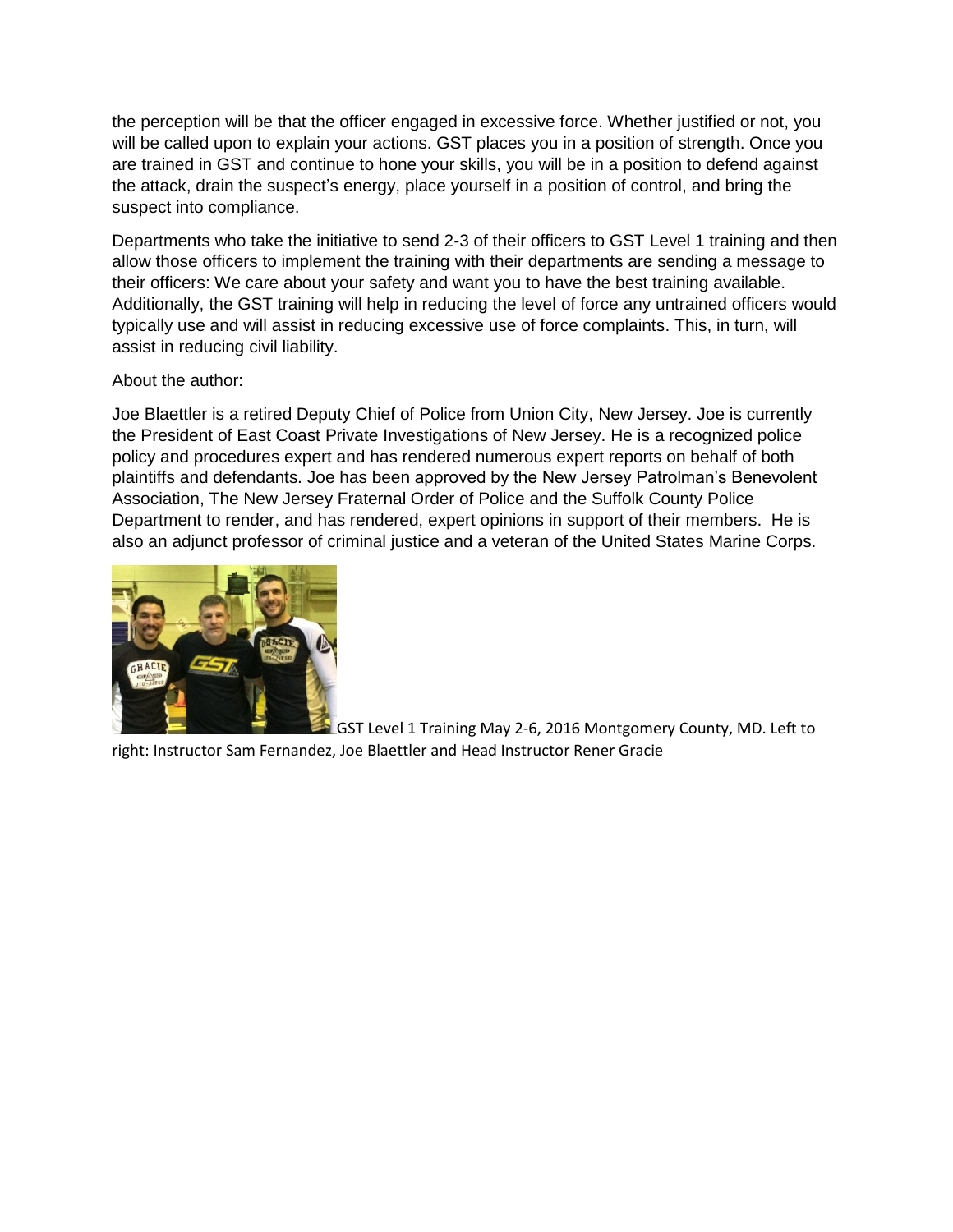the perception will be that the officer engaged in excessive force. Whether justified or not, you will be called upon to explain your actions. GST places you in a position of strength. Once you are trained in GST and continue to hone your skills, you will be in a position to defend against the attack, drain the suspect's energy, place yourself in a position of control, and bring the suspect into compliance.

Departments who take the initiative to send 2-3 of their officers to GST Level 1 training and then allow those officers to implement the training with their departments are sending a message to their officers: We care about your safety and want you to have the best training available. Additionally, the GST training will help in reducing the level of force any untrained officers would typically use and will assist in reducing excessive use of force complaints. This, in turn, will assist in reducing civil liability.

About the author:

Joe Blaettler is a retired Deputy Chief of Police from Union City, New Jersey. Joe is currently the President of East Coast Private Investigations of New Jersey. He is a recognized police policy and procedures expert and has rendered numerous expert reports on behalf of both plaintiffs and defendants. Joe has been approved by the New Jersey Patrolman's Benevolent Association, The New Jersey Fraternal Order of Police and the Suffolk County Police Department to render, and has rendered, expert opinions in support of their members. He is also an adjunct professor of criminal justice and a veteran of the United States Marine Corps.

GST Level 1 Training May 2-6, 2016 Montgomery County, MD. Left to right: Instructor Sam Fernandez, Joe Blaettler and Head Instructor Rener Gracie